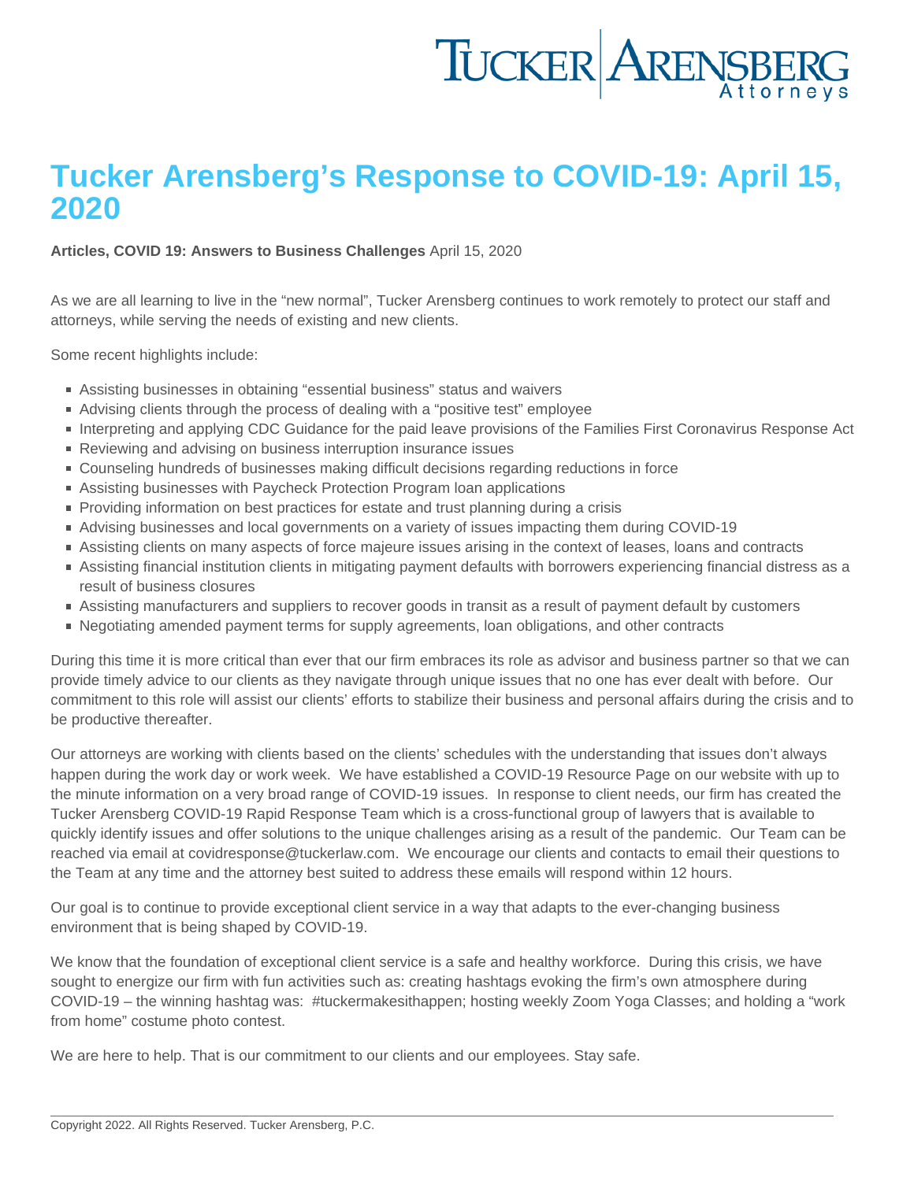# Tucker Arensberg's Response to COVID-19: April 15, 2020

**Articles, COVID 19: Answers to Business Challenges** April 15, 2020

As we are all learning to live in the "new normal", Tucker Arensberg continues to work remotely to protect our staff and attorneys, while serving the needs of existing and new clients.

Some recent highlights include:

- Assisting businesses in obtaining "essential business" status and waivers
- Advising clients through the process of dealing with a "positive test" employee
- Interpreting and applying CDC Guidance for the paid leave provisions of the Families First Coronavirus Response Act
- Reviewing and advising on business interruption insurance issues
- Counseling hundreds of businesses making difficult decisions regarding reductions in force
- Assisting businesses with Paycheck Protection Program loan applications
- Providing information on best practices for estate and trust planning during a crisis
- Advising businesses and local governments on a variety of issues impacting them during COVID-19
- Assisting clients on many aspects of force majeure issues arising in the context of leases, loans and contracts
- Assisting financial institution clients in mitigating payment defaults with borrowers experiencing financial distress as a result of business closures
- Assisting manufacturers and suppliers to recover goods in transit as a result of payment default by customers
- Negotiating amended payment terms for supply agreements, loan obligations, and other contracts

During this time it is more critical than ever that our firm embraces its role as advisor and business partner so that we can provide timely advice to our clients as they navigate through unique issues that no one has ever dealt with before. Our commitment to this role will assist our clients' efforts to stabilize their business and personal affairs during the crisis and to be productive thereafter.

Our attorneys are working with clients based on the clients' schedules with the understanding that issues don't always happen during the work day or work week. We have established a COVID-19 Resource Page on our website with up to the minute information on a very broad range of COVID-19 issues. In response to client needs, our firm has created the Tucker Arensberg COVID-19 Rapid Response Team which is a cross-functional group of lawyers that is available to quickly identify issues and offer solutions to the unique challenges arising as a result of the pandemic. Our Team can be reached via email at covidresponse@tuckerlaw.com. We encourage our clients and contacts to email their questions to the Team at any time and the attorney best suited to address these emails will respond within 12 hours.

Our goal is to continue to provide exceptional client service in a way that adapts to the ever-changing business environment that is being shaped by COVID-19.

We know that the foundation of exceptional client service is a safe and healthy workforce. During this crisis, we have sought to energize our firm with fun activities such as: creating hashtags evoking the firm's own atmosphere during COVID-19 – the winning hashtag was: #tuckermakesithappen; hosting weekly Zoom Yoga Classes; and holding a "work from home" costume photo contest.

We are here to help. That is our commitment to our clients and our employees. Stay safe.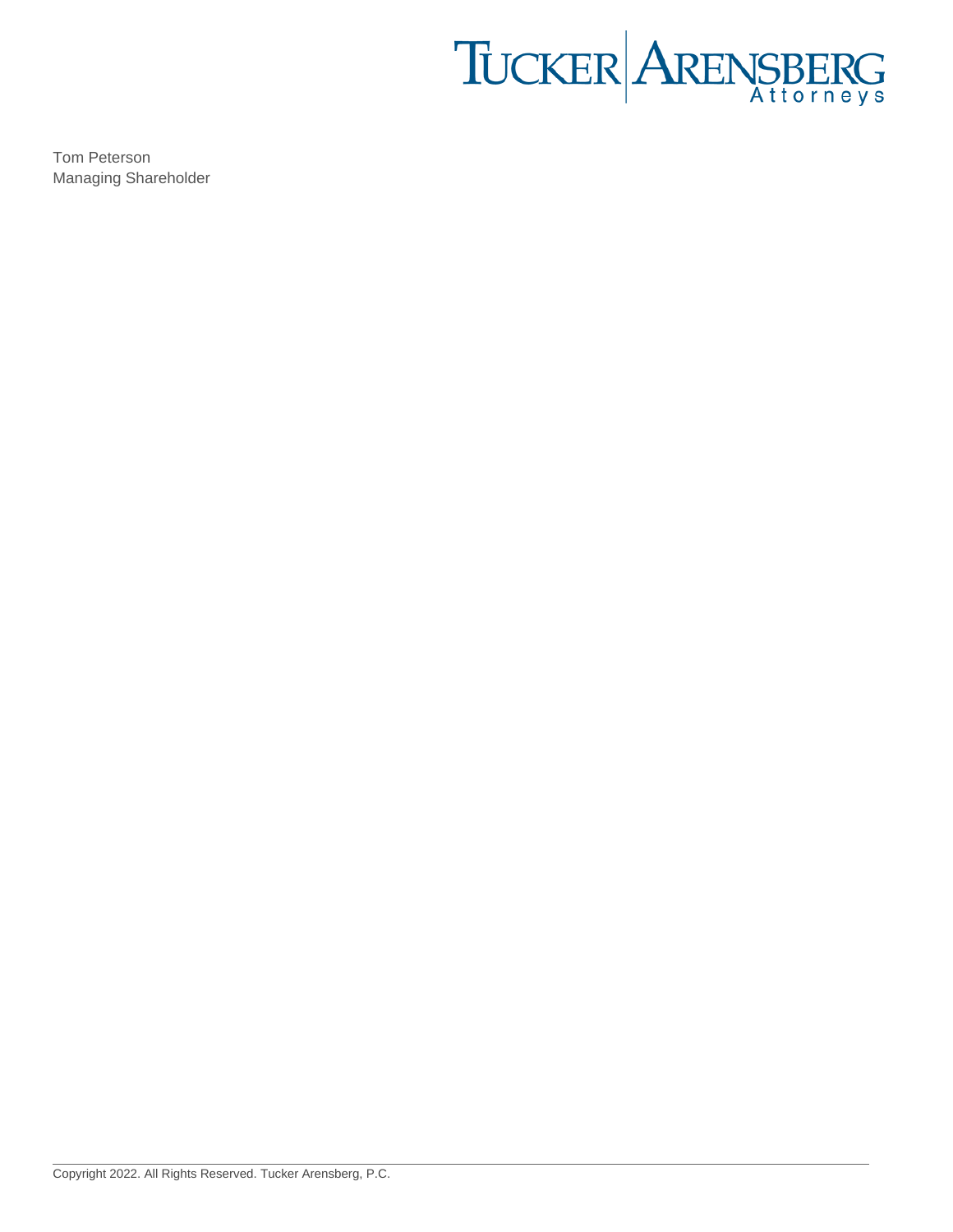Tom Peterson
Managing Shareholder

Copyright 2022. All Rights Reserved. Tucker Arensberg, P.C.